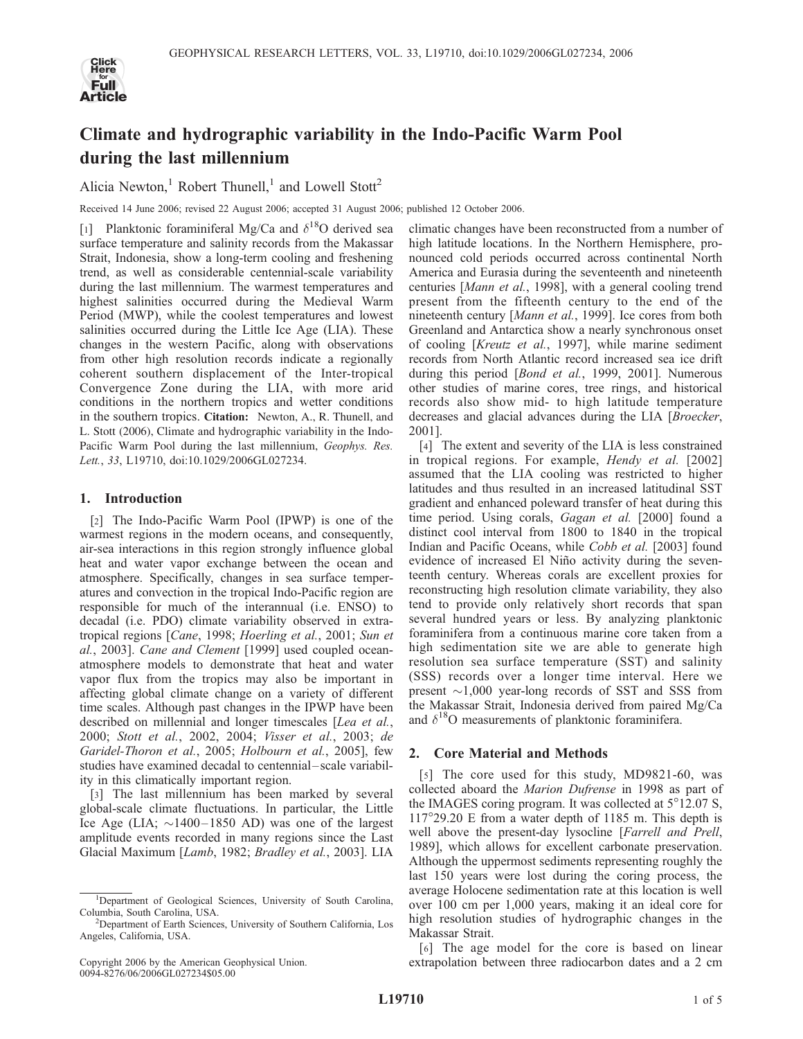# Climate and hydrographic variability in the Indo-Pacific Warm Pool during the last millennium

Alicia Newton,[1] Robert Thunell,[1] and Lowell Stott[2]

Received 14 June 2006; revised 22 August 2006; accepted 31 August 2006; published 12 October 2006.

[1] Planktonic foraminiferal Mg/Ca and $\delta^{18}O$ derived sea surface temperature and salinity records from the Makassar Strait, Indonesia, show a long-term cooling and freshening trend, as well as considerable centennial-scale variability during the last millennium. The warmest temperatures and highest salinities occurred during the Medieval Warm Period (MWP), while the coolest temperatures and lowest salinities occurred during the Little Ice Age (LIA). These changes in the western Pacific, along with observations from other high resolution records indicate a regionally coherent southern displacement of the Inter-tropical Convergence Zone during the LIA, with more arid conditions in the northern tropics and wetter conditions in the southern tropics. **Citation:** Newton, A., R. Thunell, and L. Stott (2006), Climate and hydrographic variability in the Indo-Pacific Warm Pool during the last millennium, *Geophys. Res. Lett.*, *33*, L19710, doi:10.1029/2006GL027234.

## 1. Introduction

[2] The Indo-Pacific Warm Pool (IPWP) is one of the warmest regions in the modern oceans, and consequently, air-sea interactions in this region strongly influence global heat and water vapor exchange between the ocean and atmosphere. Specifically, changes in sea surface temperatures and convection in the tropical Indo-Pacific region are responsible for much of the interannual (i.e. ENSO) to decadal (i.e. PDO) climate variability observed in extra-tropical regions [*Cane*, 1998; *Hoerling et al.*, 2001; *Sun et al.*, 2003]. *Cane and Clement* [1999] used coupled ocean-atmosphere models to demonstrate that heat and water vapor flux from the tropics may also be important in affecting global climate change on a variety of different time scales. Although past changes in the IPWP have been described on millennial and longer timescales [*Lea et al.*, 2000; *Stott et al.*, 2002, 2004; *Visser et al.*, 2003; *de Garidel-Thoron et al.*, 2005; *Holbourn et al.*, 2005], few studies have examined decadal to centennial–scale variability in this climatically important region.

[3] The last millennium has been marked by several global-scale climate fluctuations. In particular, the Little Ice Age (LIA; ~1400–1850 AD) was one of the largest amplitude events recorded in many regions since the Last Glacial Maximum [*Lamb*, 1982; *Bradley et al.*, 2003]. LIA climatic changes have been reconstructed from a number of high latitude locations. In the Northern Hemisphere, pronounced cold periods occurred across continental North America and Eurasia during the seventeenth and nineteenth centuries [*Mann et al.*, 1998], with a general cooling trend present from the fifteenth century to the end of the nineteenth century [*Mann et al.*, 1999]. Ice cores from both Greenland and Antarctica show a nearly synchronous onset of cooling [*Kreutz et al.*, 1997], while marine sediment records from North Atlantic record increased sea ice drift during this period [*Bond et al.*, 1999, 2001]. Numerous other studies of marine cores, tree rings, and historical records also show mid- to high latitude temperature decreases and glacial advances during the LIA [*Broecker*, 2001].

[4] The extent and severity of the LIA is less constrained in tropical regions. For example, *Hendy et al.* [2002] assumed that the LIA cooling was restricted to higher latitudes and thus resulted in an increased latitudinal SST gradient and enhanced poleward transfer of heat during this time period. Using corals, *Gagan et al.* [2000] found a distinct cool interval from 1800 to 1840 in the tropical Indian and Pacific Oceans, while *Cobb et al.* [2003] found evidence of increased El Niño activity during the seventeenth century. Whereas corals are excellent proxies for reconstructing high resolution climate variability, they also tend to provide only relatively short records that span several hundred years or less. By analyzing planktonic foraminifera from a continuous marine core taken from a high sedimentation site we are able to generate high resolution sea surface temperature (SST) and salinity (SSS) records over a longer time interval. Here we present ~1,000 year-long records of SST and SSS from the Makassar Strait, Indonesia derived from paired Mg/Ca and $\delta^{18}O$ measurements of planktonic foraminifera.

## 2. Core Material and Methods

[5] The core used for this study, MD9821-60, was collected aboard the *Marion Dufresne* in 1998 as part of the IMAGES coring program. It was collected at 5°12.07 S, 117°29.20 E from a water depth of 1185 m. This depth is well above the present-day lysocline [*Farrell and Prell*, 1989], which allows for excellent carbonate preservation. Although the uppermost sediments representing roughly the last 150 years were lost during the coring process, the average Holocene sedimentation rate at this location is well over 100 cm per 1,000 years, making it an ideal core for high resolution studies of hydrographic changes in the Makassar Strait.

[6] The age model for the core is based on linear extrapolation between three radiocarbon dates and a 2 cm

---

[1] Department of Geological Sciences, University of South Carolina, Columbia, South Carolina, USA.

[2] Department of Earth Sciences, University of Southern California, Los Angeles, California, USA.

Copyright 2006 by the American Geophysical Union.
0094-8276/06/2006GL027234$05.00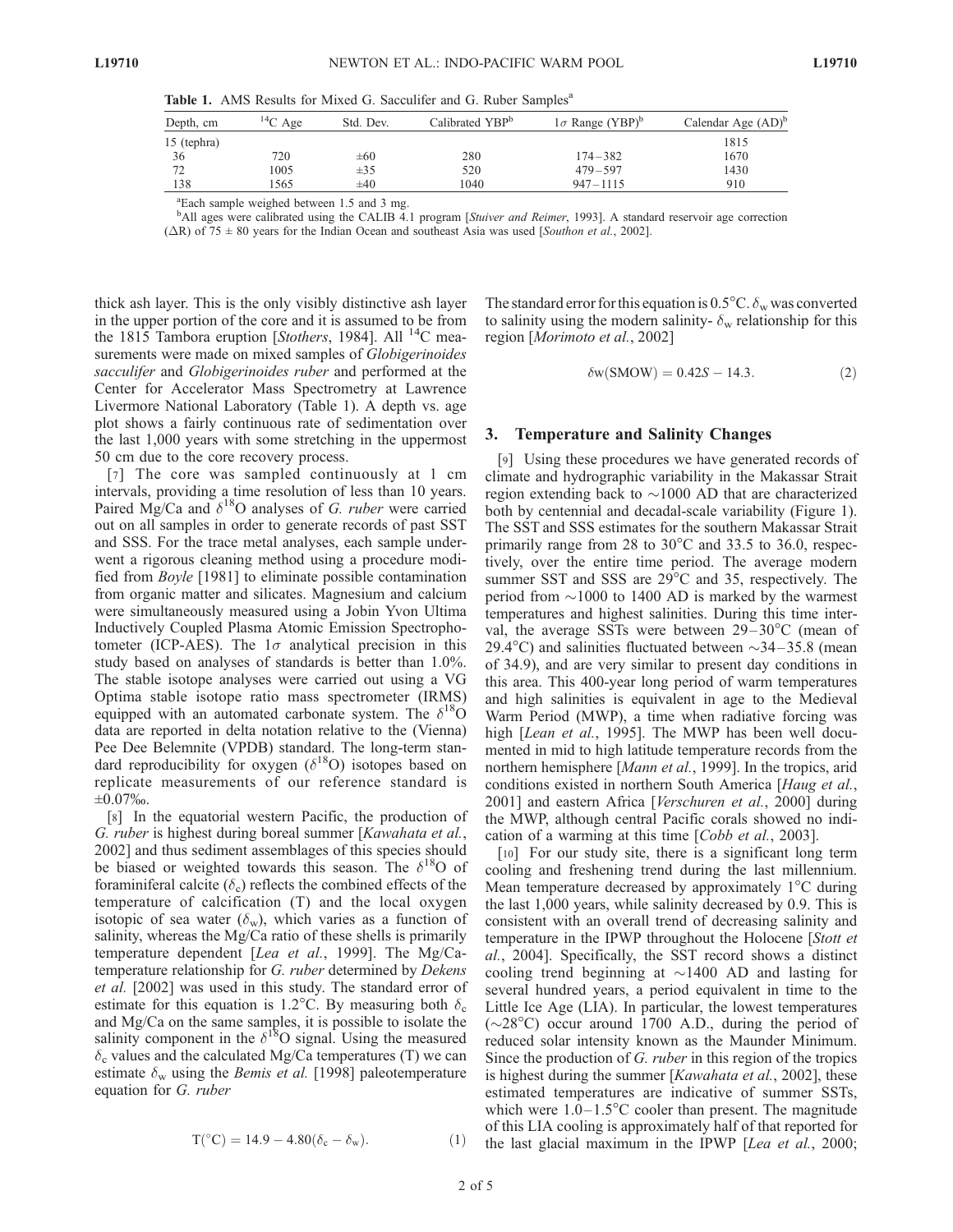**Table 1.** AMS Results for Mixed G. Sacculifer and G. Ruber Samples[a]

| Depth, cm | $^{14}C$ Age | Std. Dev. | Calibrated YBP[b] | $1\sigma$ Range (YBP)[b] | Calendar Age (AD)[b] |
|---|---|---|---|---|---|
| 15 (tephra) | | | | | 1815 |
| 36 | 720 | ±60 | 280 | 174–382 | 1670 |
| 72 | 1005 | ±35 | 520 | 479–597 | 1430 |
| 138 | 1565 | ±40 | 1040 | 947–1115 | 910 |

[a]Each sample weighed between 1.5 and 3 mg.
[b]All ages were calibrated using the CALIB 4.1 program [*Stuiver and Reimer*, 1993]. A standard reservoir age correction ($\Delta R$) of 75 ± 80 years for the Indian Ocean and southeast Asia was used [*Southon et al.*, 2002].

thick ash layer. This is the only visibly distinctive ash layer in the upper portion of the core and it is assumed to be from the 1815 Tambora eruption [*Stothers*, 1984]. All $^{14}C$ measurements were made on mixed samples of *Globigerinoides sacculifer* and *Globigerinoides ruber* and performed at the Center for Accelerator Mass Spectrometry at Lawrence Livermore National Laboratory (Table 1). A depth vs. age plot shows a fairly continuous rate of sedimentation over the last 1,000 years with some stretching in the uppermost 50 cm due to the core recovery process.

[7] The core was sampled continuously at 1 cm intervals, providing a time resolution of less than 10 years. Paired Mg/Ca and $\delta^{18}O$ analyses of *G. ruber* were carried out on all samples in order to generate records of past SST and SSS. For the trace metal analyses, each sample underwent a rigorous cleaning method using a procedure modified from *Boyle* [1981] to eliminate possible contamination from organic matter and silicates. Magnesium and calcium were simultaneously measured using a Jobin Yvon Ultima Inductively Coupled Plasma Atomic Emission Spectrophotometer (ICP-AES). The $1\sigma$ analytical precision in this study based on analyses of standards is better than 1.0%. The stable isotope analyses were carried out using a VG Optima stable isotope ratio mass spectrometer (IRMS) equipped with an automated carbonate system. The $\delta^{18}O$ data are reported in delta notation relative to the (Vienna) Pee Dee Belemnite (VPDB) standard. The long-term standard reproducibility for oxygen ($\delta^{18}O$) isotopes based on replicate measurements of our reference standard is ±0.07‰.

[8] In the equatorial western Pacific, the production of *G. ruber* is highest during boreal summer [*Kawahata et al.*, 2002] and thus sediment assemblages of this species should be biased or weighted towards this season. The $\delta^{18}O$ of foraminiferal calcite ($\delta_c$) reflects the combined effects of the temperature of calcification (T) and the local oxygen isotopic of sea water ($\delta_w$), which varies as a function of salinity, whereas the Mg/Ca ratio of these shells is primarily temperature dependent [*Lea et al.*, 1999]. The Mg/Ca-temperature relationship for *G. ruber* determined by *Dekens et al.* [2002] was used in this study. The standard error of estimate for this equation is 1.2°C. By measuring both $\delta_c$ and Mg/Ca on the same samples, it is possible to isolate the salinity component in the $\delta^{18}O$ signal. Using the measured $\delta_c$ values and the calculated Mg/Ca temperatures (T) we can estimate $\delta_w$ using the *Bemis et al.* [1998] paleotemperature equation for *G. ruber*

$$T(^{\circ}C) = 14.9 - 4.80(\delta_c - \delta_w). \quad (1)$$

The standard error for this equation is 0.5°C. $\delta_w$ was converted to salinity using the modern salinity- $\delta_w$ relationship for this region [*Morimoto et al.*, 2002]

$$\delta w(SMOW) = 0.42S - 14.3. \quad (2)$$

## 3. Temperature and Salinity Changes

[9] Using these procedures we have generated records of climate and hydrographic variability in the Makassar Strait region extending back to ~1000 AD that are characterized both by centennial and decadal-scale variability (Figure 1). The SST and SSS estimates for the southern Makassar Strait primarily range from 28 to 30°C and 33.5 to 36.0, respectively, over the entire time period. The average modern summer SST and SSS are 29°C and 35, respectively. The period from ~1000 to 1400 AD is marked by the warmest temperatures and highest salinities. During this time interval, the average SSTs were between 29–30°C (mean of 29.4°C) and salinities fluctuated between ~34–35.8 (mean of 34.9), and are very similar to present day conditions in this area. This 400-year long period of warm temperatures and high salinities is equivalent in age to the Medieval Warm Period (MWP), a time when radiative forcing was high [*Lean et al.*, 1995]. The MWP has been well documented in mid to high latitude temperature records from the northern hemisphere [*Mann et al.*, 1999]. In the tropics, arid conditions existed in northern South America [*Haug et al.*, 2001] and eastern Africa [*Verschuren et al.*, 2000] during the MWP, although central Pacific corals showed no indication of a warming at this time [*Cobb et al.*, 2003].

[10] For our study site, there is a significant long term cooling and freshening trend during the last millennium. Mean temperature decreased by approximately 1°C during the last 1,000 years, while salinity decreased by 0.9. This is consistent with an overall trend of decreasing salinity and temperature in the IPWP throughout the Holocene [*Stott et al.*, 2004]. Specifically, the SST record shows a distinct cooling trend beginning at ~1400 AD and lasting for several hundred years, a period equivalent in time to the Little Ice Age (LIA). In particular, the lowest temperatures (~28°C) occur around 1700 A.D., during the period of reduced solar intensity known as the Maunder Minimum. Since the production of *G. ruber* in this region of the tropics is highest during the summer [*Kawahata et al.*, 2002], these estimated temperatures are indicative of summer SSTs, which were 1.0–1.5°C cooler than present. The magnitude of this LIA cooling is approximately half of that reported for the last glacial maximum in the IPWP [*Lea et al.*, 2000;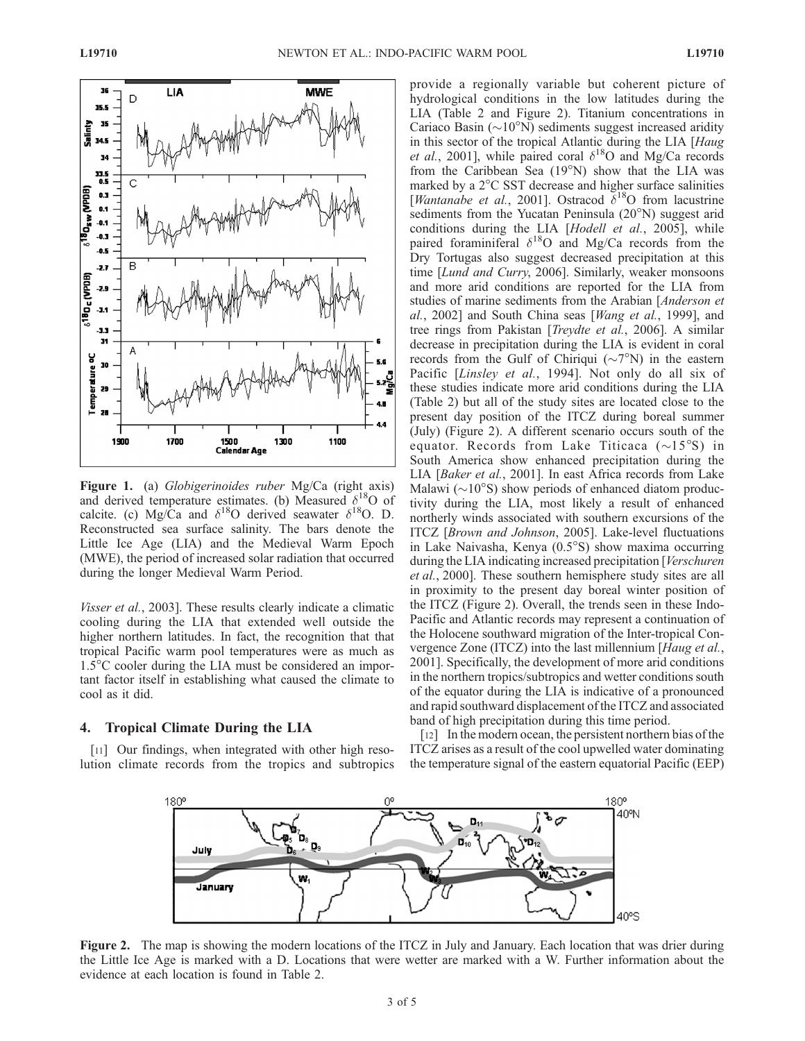Figure 1. (a) *Globigerinoides ruber* Mg/Ca (right axis) and derived temperature estimates. (b) Measured $\delta^{18}O$ of calcite. (c) Mg/Ca and $\delta^{18}O$ derived seawater $\delta^{18}O$. D. Reconstructed sea surface salinity. The bars denote the Little Ice Age (LIA) and the Medieval Warm Epoch (MWE), the period of increased solar radiation that occurred during the longer Medieval Warm Period.

*Visser et al.*, 2003]. These results clearly indicate a climatic cooling during the LIA that extended well outside the higher northern latitudes. In fact, the recognition that that tropical Pacific warm pool temperatures were as much as 1.5°C cooler during the LIA must be considered an important factor itself in establishing what caused the climate to cool as it did.

## 4. Tropical Climate During the LIA

[11] Our findings, when integrated with other high resolution climate records from the tropics and subtropics provide a regionally variable but coherent picture of hydrological conditions in the low latitudes during the LIA (Table 2 and Figure 2). Titanium concentrations in Cariaco Basin (~10°N) sediments suggest increased aridity in this sector of the tropical Atlantic during the LIA [*Haug et al.*, 2001], while paired coral $\delta^{18}O$ and Mg/Ca records from the Caribbean Sea (19°N) show that the LIA was marked by a 2°C SST decrease and higher surface salinities [*Wantanabe et al.*, 2001]. Ostracod $\delta^{18}O$ from lacustrine sediments from the Yucatan Peninsula (20°N) suggest arid conditions during the LIA [*Hodell et al.*, 2005], while paired foraminiferal $\delta^{18}O$ and Mg/Ca records from the Dry Tortugas also suggest decreased precipitation at this time [*Lund and Curry*, 2006]. Similarly, weaker monsoons and more arid conditions are reported for the LIA from studies of marine sediments from the Arabian [*Anderson et al.*, 2002] and South China seas [*Wang et al.*, 1999], and tree rings from Pakistan [*Treydte et al.*, 2006]. A similar decrease in precipitation during the LIA is evident in coral records from the Gulf of Chiriqui (~7°N) in the eastern Pacific [*Linsley et al.*, 1994]. Not only do all six of these studies indicate more arid conditions during the LIA (Table 2) but all of the study sites are located close to the present day position of the ITCZ during boreal summer (July) (Figure 2). A different scenario occurs south of the equator. Records from Lake Titicaca (~15°S) in South America show enhanced precipitation during the LIA [*Baker et al.*, 2001]. In east Africa records from Lake Malawi (~10°S) show periods of enhanced diatom productivity during the LIA, most likely a result of enhanced northerly winds associated with southern excursions of the ITCZ [*Brown and Johnson*, 2005]. Lake-level fluctuations in Lake Naivasha, Kenya (0.5°S) show maxima occurring during the LIA indicating increased precipitation [*Verschuren et al.*, 2000]. These southern hemisphere study sites are all in proximity to the present day boreal winter position of the ITCZ (Figure 2). Overall, the trends seen in these Indo-Pacific and Atlantic records may represent a continuation of the Holocene southward migration of the Inter-tropical Convergence Zone (ITCZ) into the last millennium [*Haug et al.*, 2001]. Specifically, the development of more arid conditions in the northern tropics/subtropics and wetter conditions south of the equator during the LIA is indicative of a pronounced and rapid southward displacement of the ITCZ and associated band of high precipitation during this time period.

[12] In the modern ocean, the persistent northern bias of the ITCZ arises as a result of the cool upwelled water dominating the temperature signal of the eastern equatorial Pacific (EEP)

Figure 2. The map is showing the modern locations of the ITCZ in July and January. Each location that was drier during the Little Ice Age is marked with a D. Locations that were wetter are marked with a W. Further information about the evidence at each location is found in Table 2.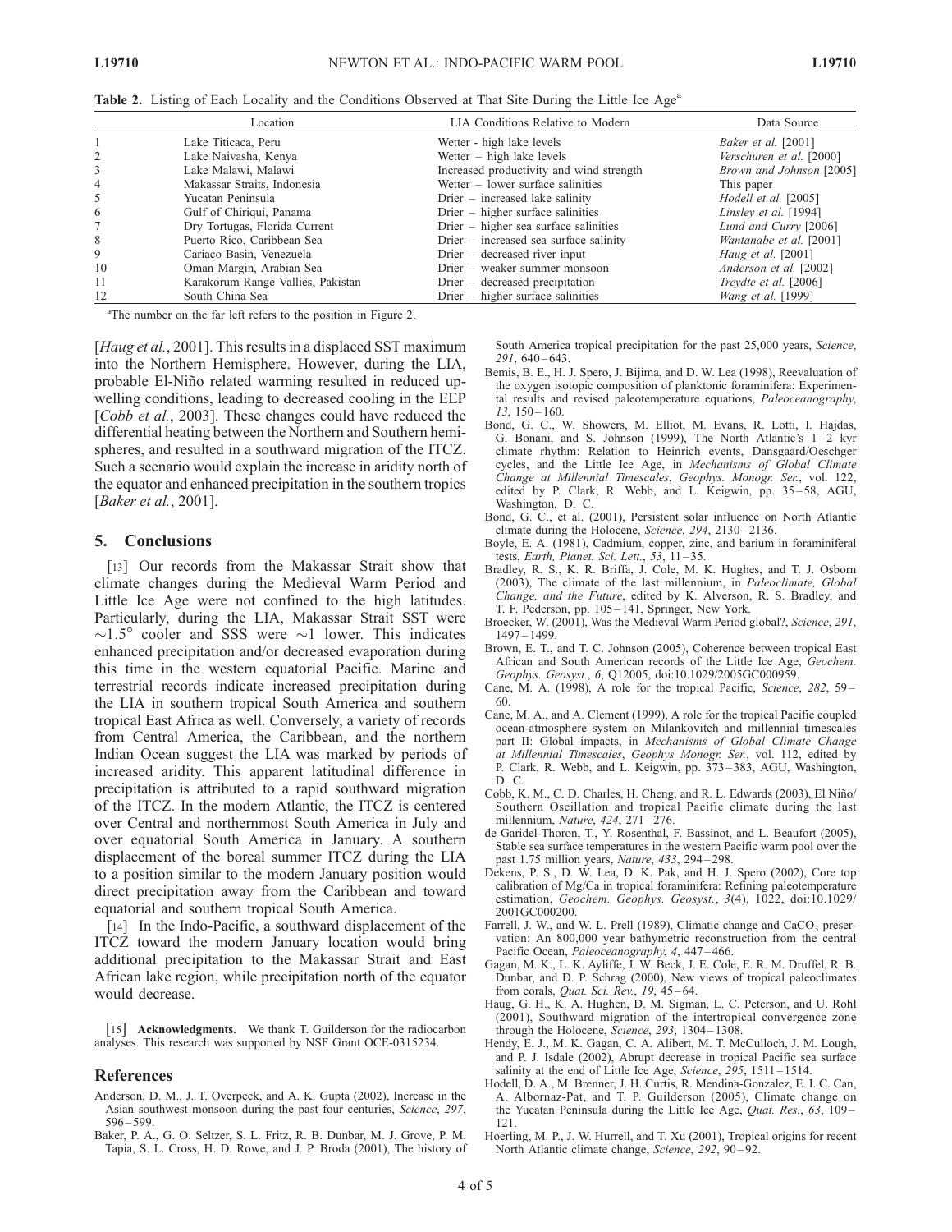**Table 2.** Listing of Each Locality and the Conditions Observed at That Site During the Little Ice Age[a]

| | Location | LIA Conditions Relative to Modern | Data Source |
|---|---|---|---|
| 1 | Lake Titicaca, Peru | Wetter - high lake levels | *Baker et al.* [2001] |
| 2 | Lake Naivasha, Kenya | Wetter – high lake levels | *Verschuren et al.* [2000] |
| 3 | Lake Malawi, Malawi | Increased productivity and wind strength | *Brown and Johnson* [2005] |
| 4 | Makassar Straits, Indonesia | Wetter – lower surface salinities | This paper |
| 5 | Yucatan Peninsula | Drier – increased lake salinity | *Hodell et al.* [2005] |
| 6 | Gulf of Chiriqui, Panama | Drier – higher surface salinities | *Linsley et al.* [1994] |
| 7 | Dry Tortugas, Florida Current | Drier – higher sea surface salinities | *Lund and Curry* [2006] |
| 8 | Puerto Rico, Caribbean Sea | Drier – increased sea surface salinity | *Wantanabe et al.* [2001] |
| 9 | Cariaco Basin, Venezuela | Drier – decreased river input | *Haug et al.* [2001] |
| 10 | Oman Margin, Arabian Sea | Drier – weaker summer monsoon | *Anderson et al.* [2002] |
| 11 | Karakorum Range Vallies, Pakistan | Drier – decreased precipitation | *Treydte et al.* [2006] |
| 12 | South China Sea | Drier – higher surface salinities | *Wang et al.* [1999] |

[a]The number on the far left refers to the position in Figure 2.

[*Haug et al.*, 2001]. This results in a displaced SST maximum into the Northern Hemisphere. However, during the LIA, probable El-Niño related warming resulted in reduced upwelling conditions, leading to decreased cooling in the EEP [*Cobb et al.*, 2003]. These changes could have reduced the differential heating between the Northern and Southern hemispheres, and resulted in a southward migration of the ITCZ. Such a scenario would explain the increase in aridity north of the equator and enhanced precipitation in the southern tropics [*Baker et al.*, 2001].

## 5. Conclusions

[13] Our records from the Makassar Strait show that climate changes during the Medieval Warm Period and Little Ice Age were not confined to the high latitudes. Particularly, during the LIA, Makassar Strait SST were ~1.5° cooler and SSS were ~1 lower. This indicates enhanced precipitation and/or decreased evaporation during this time in the western equatorial Pacific. Marine and terrestrial records indicate increased precipitation during the LIA in southern tropical South America and southern tropical East Africa as well. Conversely, a variety of records from Central America, the Caribbean, and the northern Indian Ocean suggest the LIA was marked by periods of increased aridity. This apparent latitudinal difference in precipitation is attributed to a rapid southward migration of the ITCZ. In the modern Atlantic, the ITCZ is centered over Central and northernmost South America in July and over equatorial South America in January. A southern displacement of the boreal summer ITCZ during the LIA to a position similar to the modern January position would direct precipitation away from the Caribbean and toward equatorial and southern tropical South America.

[14] In the Indo-Pacific, a southward displacement of the ITCZ toward the modern January location would bring additional precipitation to the Makassar Strait and East African lake region, while precipitation north of the equator would decrease.

[15] **Acknowledgments.** We thank T. Guilderson for the radiocarbon analyses. This research was supported by NSF Grant OCE-0315234.

## References

Anderson, D. M., J. T. Overpeck, and A. K. Gupta (2002), Increase in the Asian southwest monsoon during the past four centuries, *Science*, *297*, 596–599.

Baker, P. A., G. O. Seltzer, S. L. Fritz, R. B. Dunbar, M. J. Grove, P. M. Tapia, S. L. Cross, H. D. Rowe, and J. P. Broda (2001), The history of South America tropical precipitation for the past 25,000 years, *Science*, *291*, 640–643.

Bemis, B. E., H. J. Spero, J. Bijima, and D. W. Lea (1998), Reevaluation of the oxygen isotopic composition of planktonic foraminifera: Experimental results and revised paleotemperature equations, *Paleoceanography*, *13*, 150–160.

Bond, G. C., W. Showers, M. Elliot, M. Evans, R. Lotti, I. Hajdas, G. Bonani, and S. Johnson (1999), The North Atlantic's 1–2 kyr climate rhythm: Relation to Heinrich events, Dansgaard/Oeschger cycles, and the Little Ice Age, in *Mechanisms of Global Climate Change at Millennial Timescales*, *Geophys. Monogr. Ser.*, vol. 122, edited by P. Clark, R. Webb, and L. Keigwin, pp. 35–58, AGU, Washington, D. C.

Bond, G. C., et al. (2001), Persistent solar influence on North Atlantic climate during the Holocene, *Science*, *294*, 2130–2136.

Boyle, E. A. (1981), Cadmium, copper, zinc, and barium in foraminiferal tests, *Earth, Planet. Sci. Lett.*, *53*, 11–35.

Bradley, R. S., K. R. Briffa, J. Cole, M. K. Hughes, and T. J. Osborn (2003), The climate of the last millennium, in *Paleoclimate, Global Change, and the Future*, edited by K. Alverson, R. S. Bradley, and T. F. Pederson, pp. 105–141, Springer, New York.

Broecker, W. (2001), Was the Medieval Warm Period global?, *Science*, *291*, 1497–1499.

Brown, E. T., and T. C. Johnson (2005), Coherence between tropical East African and South American records of the Little Ice Age, *Geochem. Geophys. Geosyst.*, *6*, Q12005, doi:10.1029/2005GC000959.

Cane, M. A. (1998), A role for the tropical Pacific, *Science*, *282*, 59–60.

Cane, M. A., and A. Clement (1999), A role for the tropical Pacific coupled ocean-atmosphere system on Milankovitch and millennial timescales part II: Global impacts, in *Mechanisms of Global Climate Change at Millennial Timescales*, *Geophys Monogr. Ser.*, vol. 112, edited by P. Clark, R. Webb, and L. Keigwin, pp. 373–383, AGU, Washington, D. C.

Cobb, K. M., C. D. Charles, H. Cheng, and R. L. Edwards (2003), El Niño/Southern Oscillation and tropical Pacific climate during the last millennium, *Nature*, *424*, 271–276.

de Garidel-Thoron, T., Y. Rosenthal, F. Bassinot, and L. Beaufort (2005), Stable sea surface temperatures in the western Pacific warm pool over the past 1.75 million years, *Nature*, *433*, 294–298.

Dekens, P. S., D. W. Lea, D. K. Pak, and H. J. Spero (2002), Core top calibration of Mg/Ca in tropical foraminifera: Refining paleotemperature estimation, *Geochem. Geophys. Geosyst.*, *3*(4), 1022, doi:10.1029/2001GC000200.

Farrell, J. W., and W. L. Prell (1989), Climatic change and $CaCO_3$ preservation: An 800,000 year bathymetric reconstruction from the central Pacific Ocean, *Paleoceanography*, *4*, 447–466.

Gagan, M. K., L. K. Ayliffe, J. W. Beck, J. E. Cole, E. R. M. Druffel, R. B. Dunbar, and D. P. Schrag (2000), New views of tropical paleoclimates from corals, *Quat. Sci. Rev.*, *19*, 45–64.

Haug, G. H., K. A. Hughen, D. M. Sigman, L. C. Peterson, and U. Rohl (2001), Southward migration of the intertropical convergence zone through the Holocene, *Science*, *293*, 1304–1308.

Hendy, E. J., M. K. Gagan, C. A. Alibert, M. T. McCulloch, J. M. Lough, and P. J. Isdale (2002), Abrupt decrease in tropical Pacific sea surface salinity at the end of Little Ice Age, *Science*, *295*, 1511–1514.

Hodell, D. A., M. Brenner, J. H. Curtis, R. Mendina-Gonzalez, E. I. C. Can, A. Albornaz-Pat, and T. P. Guilderson (2005), Climate change on the Yucatan Peninsula during the Little Ice Age, *Quat. Res.*, *63*, 109–121.

Hoerling, M. P., J. W. Hurrell, and T. Xu (2001), Tropical origins for recent North Atlantic climate change, *Science*, *292*, 90–92.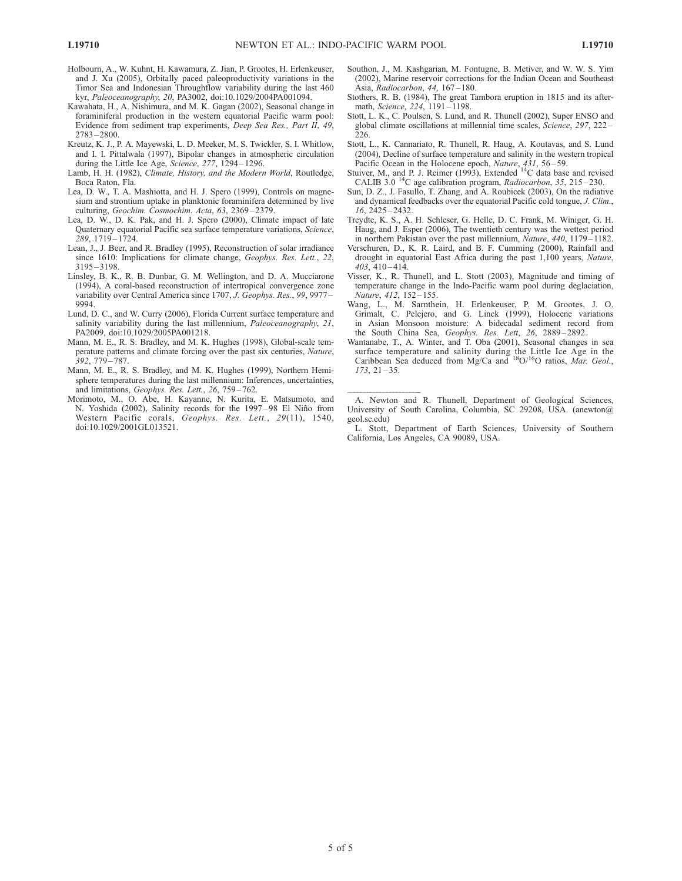Holbourn, A., W. Kuhnt, H. Kawamura, Z. Jian, P. Grootes, H. Erlenkeuser, and J. Xu (2005), Orbitally paced paleoproductivity variations in the Timor Sea and Indonesian Throughflow variability during the last 460 kyr, *Paleoceanography*, *20*, PA3002, doi:10.1029/2004PA001094.

Kawahata, H., A. Nishimura, and M. K. Gagan (2002), Seasonal change in foraminiferal production in the western equatorial Pacific warm pool: Evidence from sediment trap experiments, *Deep Sea Res., Part II*, *49*, 2783–2800.

Kreutz, K. J., P. A. Mayewski, L. D. Meeker, M. S. Twickler, S. I. Whitlow, and I. I. Pittalwala (1997), Bipolar changes in atmospheric circulation during the Little Ice Age, *Science*, *277*, 1294–1296.

Lamb, H. H. (1982), *Climate, History, and the Modern World*, Routledge, Boca Raton, Fla.

Lea, D. W., T. A. Mashiotta, and H. J. Spero (1999), Controls on magnesium and strontium uptake in planktonic foraminifera determined by live culturing, *Geochim. Cosmochim. Acta*, *63*, 2369–2379.

Lea, D. W., D. K. Pak, and H. J. Spero (2000), Climate impact of late Quaternary equatorial Pacific sea surface temperature variations, *Science*, *289*, 1719–1724.

Lean, J., J. Beer, and R. Bradley (1995), Reconstruction of solar irradiance since 1610: Implications for climate change, *Geophys. Res. Lett.*, *22*, 3195–3198.

Linsley, B. K., R. B. Dunbar, G. M. Wellington, and D. A. Mucciarone (1994), A coral-based reconstruction of intertropical convergence zone variability over Central America since 1707, *J. Geophys. Res.*, *99*, 9977–9994.

Lund, D. C., and W. Curry (2006), Florida Current surface temperature and salinity variability during the last millennium, *Paleoceanography*, *21*, PA2009, doi:10.1029/2005PA001218.

Mann, M. E., R. S. Bradley, and M. K. Hughes (1998), Global-scale temperature patterns and climate forcing over the past six centuries, *Nature*, *392*, 779–787.

Mann, M. E., R. S. Bradley, and M. K. Hughes (1999), Northern Hemisphere temperatures during the last millennium: Inferences, uncertainties, and limitations, *Geophys. Res. Lett.*, *26*, 759–762.

Morimoto, M., O. Abe, H. Kayanne, N. Kurita, E. Matsumoto, and N. Yoshida (2002), Salinity records for the 1997–98 El Niño from Western Pacific corals, *Geophys. Res. Lett.*, *29*(11), 1540, doi:10.1029/2001GL013521.

Southon, J., M. Kashgarian, M. Fontugne, B. Metiver, and W. W. S. Yim (2002), Marine reservoir corrections for the Indian Ocean and Southeast Asia, *Radiocarbon*, *44*, 167–180.

Stothers, R. B. (1984), The great Tambora eruption in 1815 and its aftermath, *Science*, *224*, 1191–1198.

Stott, L. K., C. Poulsen, S. Lund, and R. Thunell (2002), Super ENSO and global climate oscillations at millennial time scales, *Science*, *297*, 222–226.

Stott, L., K. Cannariato, R. Thunell, R. Haug, A. Koutavas, and S. Lund (2004), Decline of surface temperature and salinity in the western tropical Pacific Ocean in the Holocene epoch, *Nature*, *431*, 56–59.

Stuiver, M., and P. J. Reimer (1993), Extended $^{14}$C data base and revised CALIB 3.0 $^{14}$C age calibration program, *Radiocarbon*, *35*, 215–230.

Sun, D. Z., J. Fasullo, T. Zhang, and A. Roubicek (2003), On the radiative and dynamical feedbacks over the equatorial Pacific cold tongue, *J. Clim.*, *16*, 2425–2432.

Treydte, K. S., A. H. Schleser, G. Helle, D. C. Frank, M. Winiger, G. H. Haug, and J. Esper (2006), The twentieth century was the wettest period in northern Pakistan over the past millennium, *Nature*, *440*, 1179–1182.

Verschuren, D., K. R. Laird, and B. F. Cumming (2000), Rainfall and drought in equatorial East Africa during the past 1,100 years, *Nature*, *403*, 410–414.

Visser, K., R. Thunell, and L. Stott (2003), Magnitude and timing of temperature change in the Indo-Pacific warm pool during deglaciation, *Nature*, *412*, 152–155.

Wang, L., M. Sarnthein, H. Erlenkeuser, P. M. Grootes, J. O. Grimalt, C. Pelejero, and G. Linck (1999), Holocene variations in Asian Monsoon moisture: A bidecadal sediment record from the South China Sea, *Geophys. Res. Lett*, *26*, 2889–2892.

Wantanabe, T., A. Winter, and T. Oba (2001), Seasonal changes in sea surface temperature and salinity during the Little Ice Age in the Caribbean Sea deduced from Mg/Ca and $^{18}$O/$^{16}$O ratios, *Mar. Geol.*, *173*, 21–35.

---

A. Newton and R. Thunell, Department of Geological Sciences, University of South Carolina, Columbia, SC 29208, USA. (anewton@geol.sc.edu)

L. Stott, Department of Earth Sciences, University of Southern California, Los Angeles, CA 90089, USA.